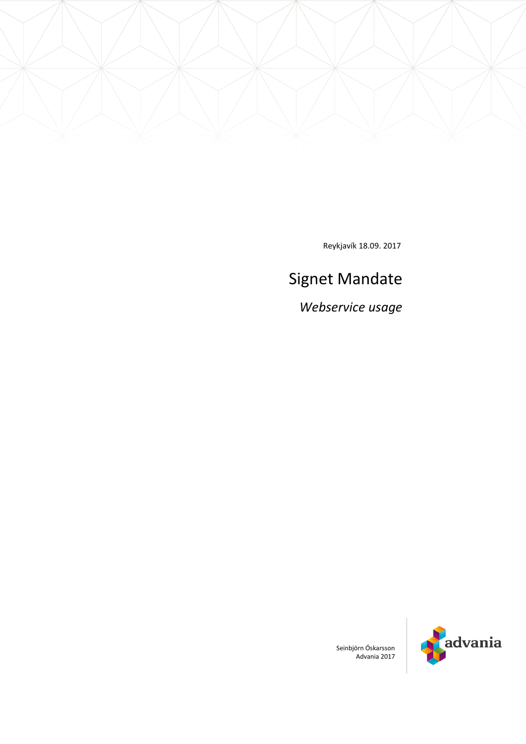Reykjavík 18.09. 2017

# Signet Mandate

*Webservice usage*

Seinbjörn Óskarsson
Advania 2017

advania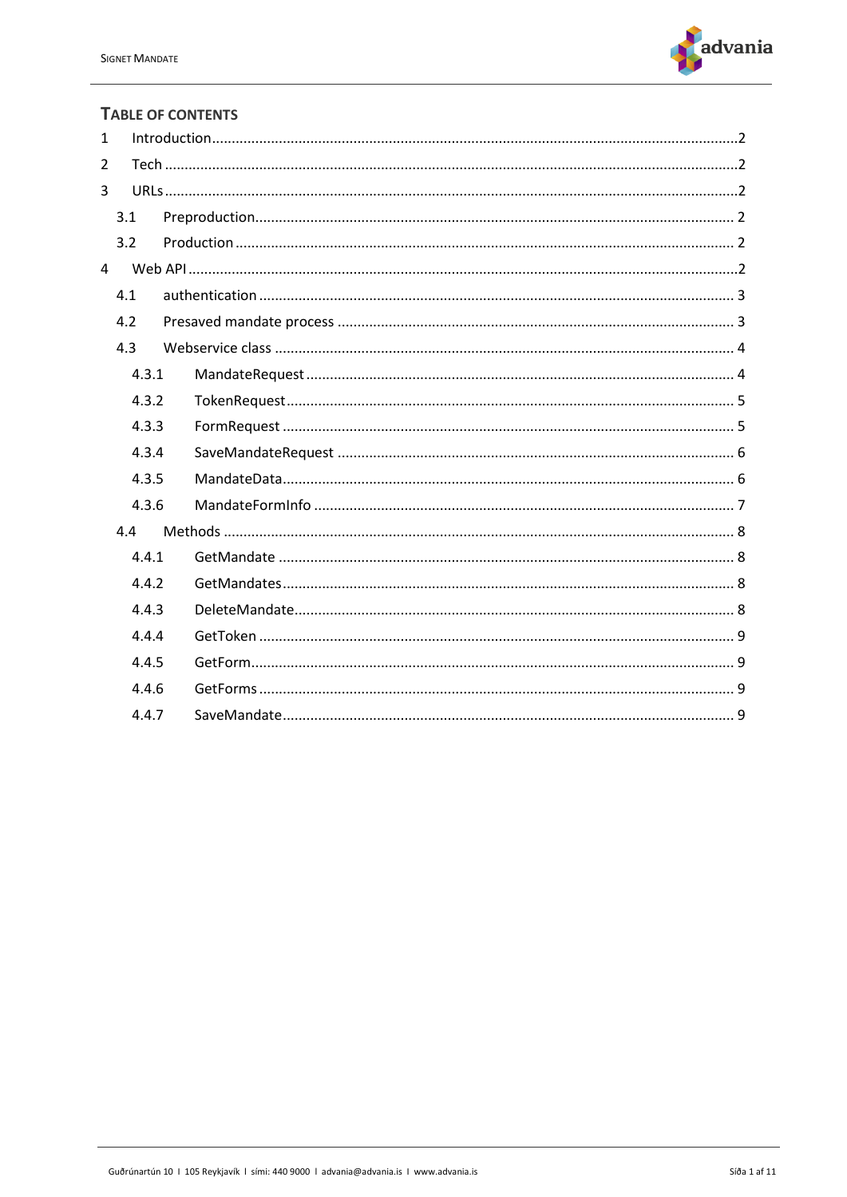## Table of Contents

1 Introduction ..... 2
2 Tech ..... 2
3 URLs ..... 2
  3.1 Preproduction ..... 2
  3.2 Production ..... 2
4 Web API ..... 2
  4.1 authentication ..... 3
  4.2 Presaved mandate process ..... 3
  4.3 Webservice class ..... 4
    4.3.1 MandateRequest ..... 4
    4.3.2 TokenRequest ..... 5
    4.3.3 FormRequest ..... 5
    4.3.4 SaveMandateRequest ..... 6
    4.3.5 MandateData ..... 6
    4.3.6 MandateFormInfo ..... 7
  4.4 Methods ..... 8
    4.4.1 GetMandate ..... 8
    4.4.2 GetMandates ..... 8
    4.4.3 DeleteMandate ..... 8
    4.4.4 GetToken ..... 9
    4.4.5 GetForm ..... 9
    4.4.6 GetForms ..... 9
    4.4.7 SaveMandate ..... 9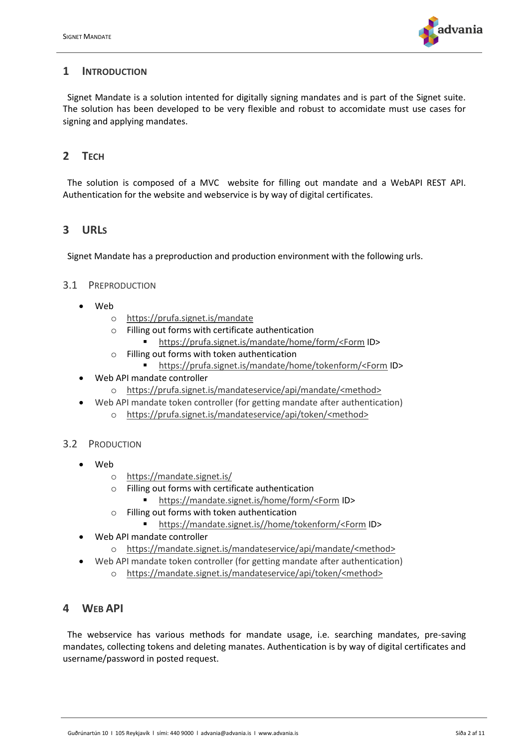# 1 Introduction

Signet Mandate is a solution intented for digitally signing mandates and is part of the Signet suite. The solution has been developed to be very flexible and robust to accomidate must use cases for signing and applying mandates.

# 2 Tech

The solution is composed of a MVC website for filling out mandate and a WebAPI REST API. Authentication for the website and webservice is by way of digital certificates.

# 3 URLs

Signet Mandate has a preproduction and production environment with the following urls.

## 3.1 Preproduction

- Web
  - https://prufa.signet.is/mandate
  - Filling out forms with certificate authentication
    - https://prufa.signet.is/mandate/home/form/<Form ID>
  - Filling out forms with token authentication
    - https://prufa.signet.is/mandate/home/tokenform/<Form ID>
- Web API mandate controller
  - https://prufa.signet.is/mandateservice/api/mandate/<method>
- Web API mandate token controller (for getting mandate after authentication)
  - https://prufa.signet.is/mandateservice/api/token/<method>

## 3.2 Production

- Web
  - https://mandate.signet.is/
  - Filling out forms with certificate authentication
    - https://mandate.signet.is/home/form/<Form ID>
  - Filling out forms with token authentication
    - https://mandate.signet.is//home/tokenform/<Form ID>
- Web API mandate controller
  - https://mandate.signet.is/mandateservice/api/mandate/<method>
- Web API mandate token controller (for getting mandate after authentication)
  - https://mandate.signet.is/mandateservice/api/token/<method>

# 4 Web API

The webservice has various methods for mandate usage, i.e. searching mandates, pre-saving mandates, collecting tokens and deleting manates. Authentication is by way of digital certificates and username/password in posted request.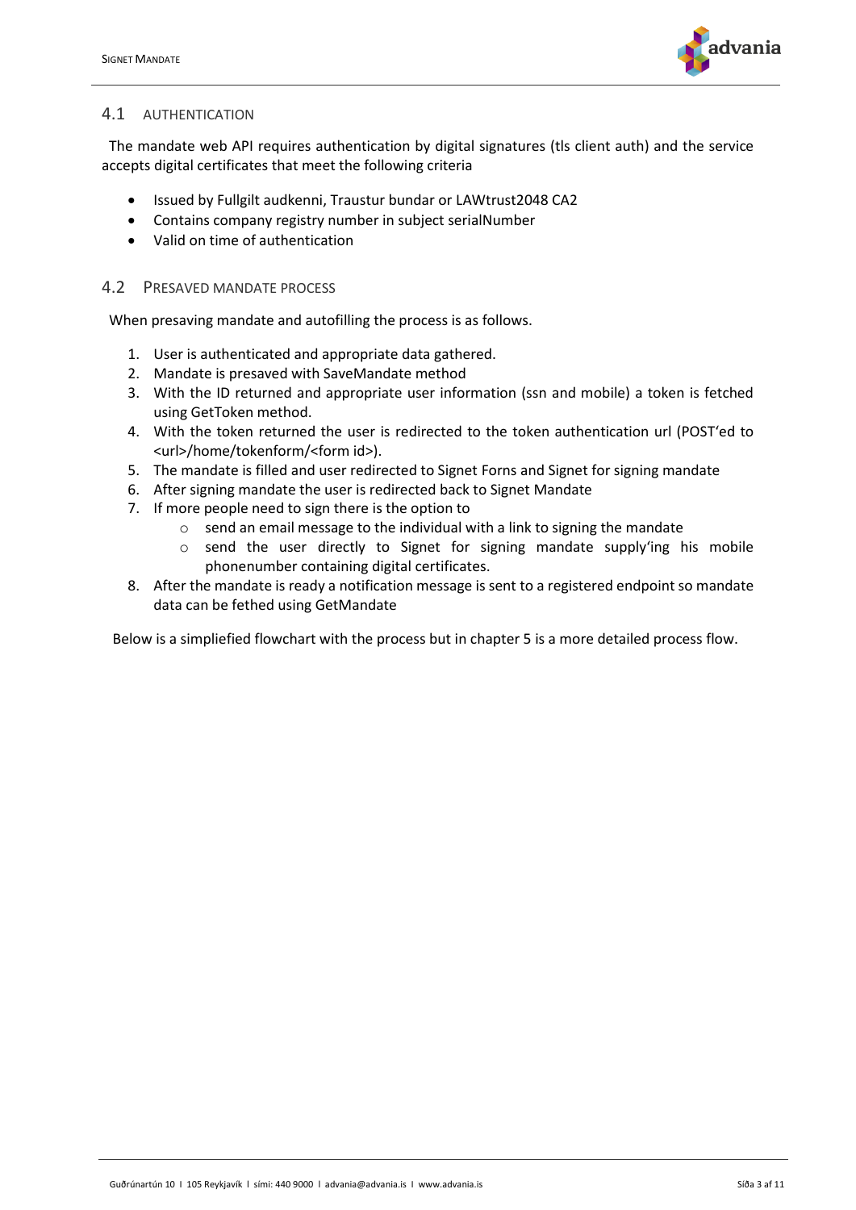## 4.1 Authentication

The mandate web API requires authentication by digital signatures (tls client auth) and the service accepts digital certificates that meet the following criteria

- Issued by Fullgilt audkenni, Traustur bundar or LAWtrust2048 CA2
- Contains company registry number in subject serialNumber
- Valid on time of authentication

## 4.2 Presaved mandate process

When presaving mandate and autofilling the process is as follows.

1. User is authenticated and appropriate data gathered.
2. Mandate is presaved with SaveMandate method
3. With the ID returned and appropriate user information (ssn and mobile) a token is fetched using GetToken method.
4. With the token returned the user is redirected to the token authentication url (POST'ed to <url>/home/tokenform/<form id>).
5. The mandate is filled and user redirected to Signet Forns and Signet for signing mandate
6. After signing mandate the user is redirected back to Signet Mandate
7. If more people need to sign there is the option to
   - send an email message to the individual with a link to signing the mandate
   - send the user directly to Signet for signing mandate supply'ing his mobile phonenumber containing digital certificates.
8. After the mandate is ready a notification message is sent to a registered endpoint so mandate data can be fethed using GetMandate

Below is a simpliefied flowchart with the process but in chapter 5 is a more detailed process flow.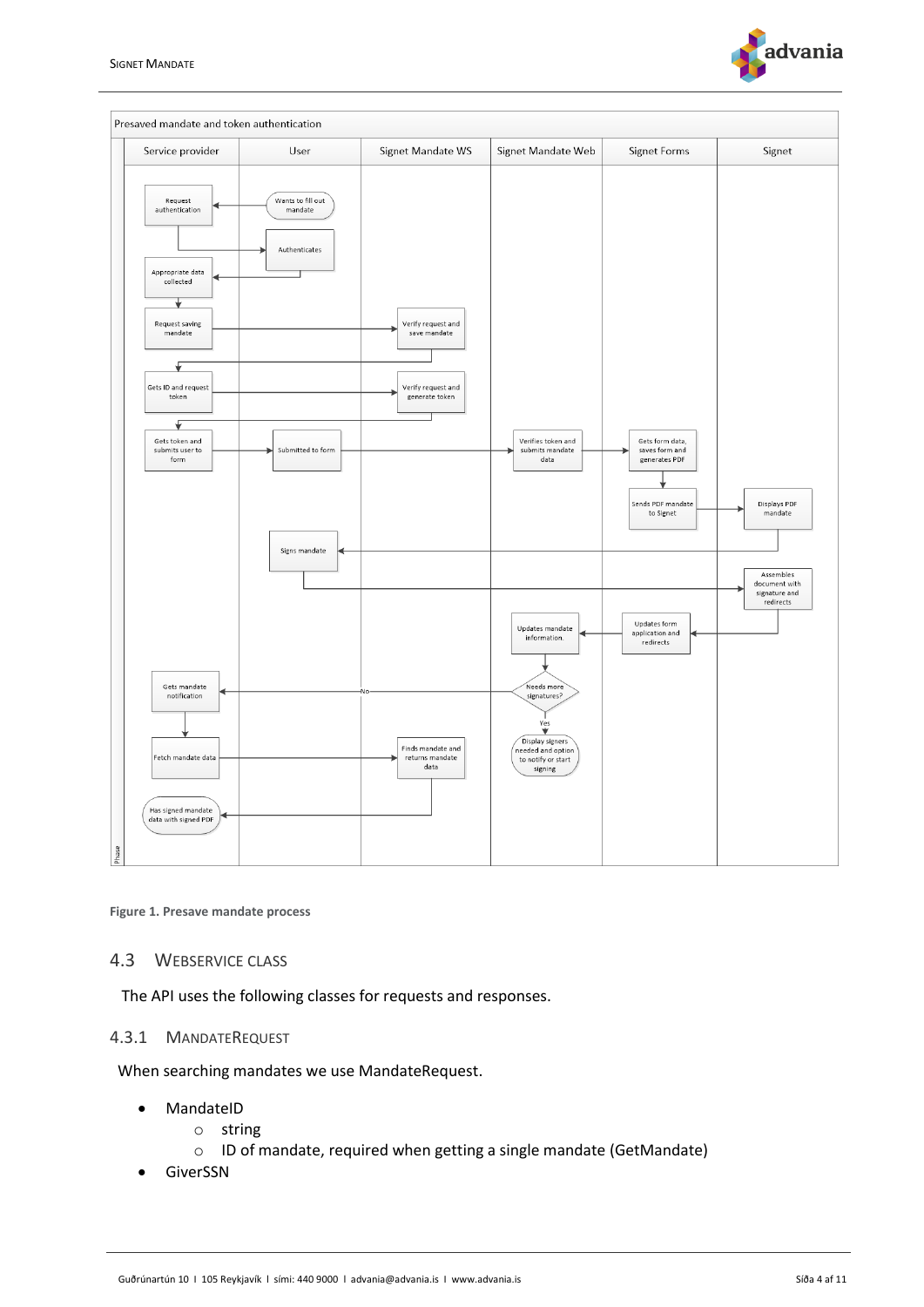Figure 1. Presave mandate process

## 4.3 Webservice class

The API uses the following classes for requests and responses.

### 4.3.1 MandateRequest

When searching mandates we use MandateRequest.

- MandateID
  - string
  - ID of mandate, required when getting a single mandate (GetMandate)
- GiverSSN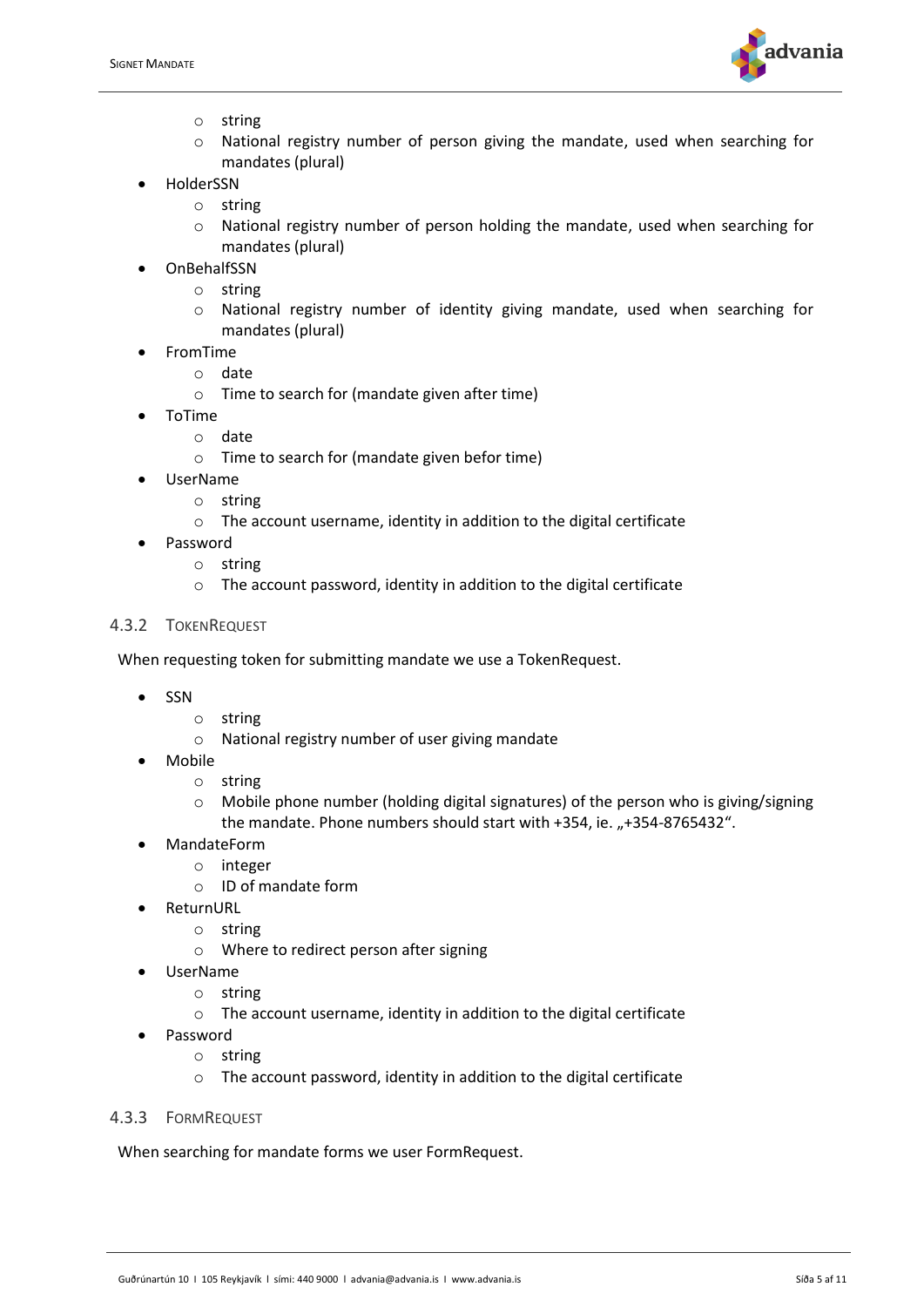- string
- National registry number of person giving the mandate, used when searching for mandates (plural)

- HolderSSN
  - string
  - National registry number of person holding the mandate, used when searching for mandates (plural)
- OnBehalfSSN
  - string
  - National registry number of identity giving mandate, used when searching for mandates (plural)
- FromTime
  - date
  - Time to search for (mandate given after time)
- ToTime
  - date
  - Time to search for (mandate given befor time)
- UserName
  - string
  - The account username, identity in addition to the digital certificate
- Password
  - string
  - The account password, identity in addition to the digital certificate

### 4.3.2 TokenRequest

When requesting token for submitting mandate we use a TokenRequest.

- SSN
  - string
  - National registry number of user giving mandate
- Mobile
  - string
  - Mobile phone number (holding digital signatures) of the person who is giving/signing the mandate. Phone numbers should start with +354, ie. „+354-8765432".
- MandateForm
  - integer
  - ID of mandate form
- ReturnURL
  - string
  - Where to redirect person after signing
- UserName
  - string
  - The account username, identity in addition to the digital certificate
- Password
  - string
  - The account password, identity in addition to the digital certificate

### 4.3.3 FormRequest

When searching for mandate forms we user FormRequest.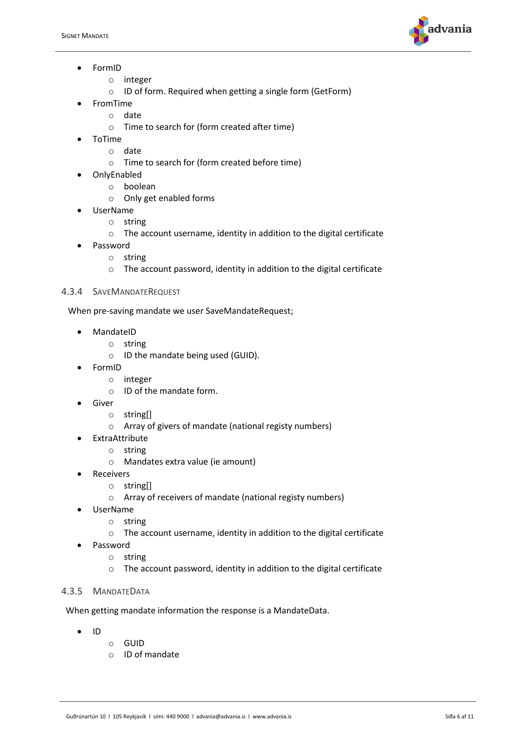- FormID
    - integer
    - ID of form. Required when getting a single form (GetForm)
- FromTime
    - date
    - Time to search for (form created after time)
- ToTime
    - date
    - Time to search for (form created before time)
- OnlyEnabled
    - boolean
    - Only get enabled forms
- UserName
    - string
    - The account username, identity in addition to the digital certificate
- Password
    - string
    - The account password, identity in addition to the digital certificate

### 4.3.4 SaveMandateRequest

When pre-saving mandate we user SaveMandateRequest;

- MandateID
    - string
    - ID the mandate being used (GUID).
- FormID
    - integer
    - ID of the mandate form.
- Giver
    - string[]
    - Array of givers of mandate (national registy numbers)
- ExtraAttribute
    - string
    - Mandates extra value (ie amount)
- Receivers
    - string[]
    - Array of receivers of mandate (national registy numbers)
- UserName
    - string
    - The account username, identity in addition to the digital certificate
- Password
    - string
    - The account password, identity in addition to the digital certificate

### 4.3.5 MandateData

When getting mandate information the response is a MandateData.

- ID
    - GUID
    - ID of mandate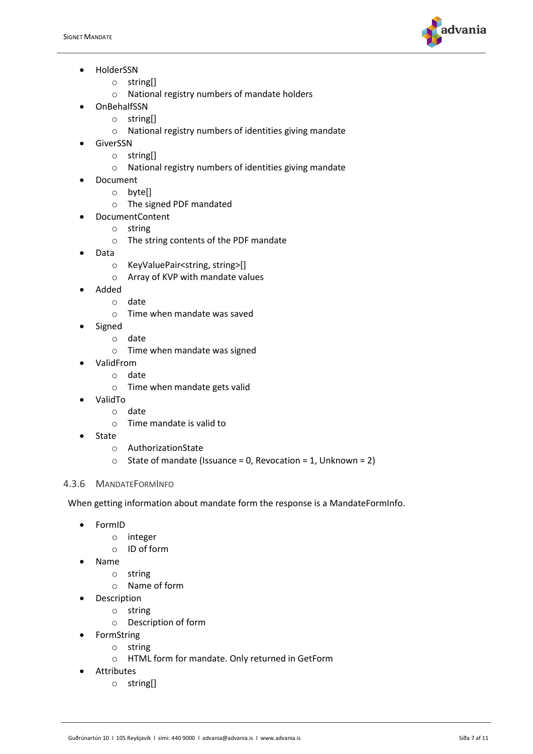- HolderSSN
    - string[]
    - National registry numbers of mandate holders
- OnBehalfSSN
    - string[]
    - National registry numbers of identities giving mandate
- GiverSSN
    - string[]
    - National registry numbers of identities giving mandate
- Document
    - byte[]
    - The signed PDF mandated
- DocumentContent
    - string
    - The string contents of the PDF mandate
- Data
    - KeyValuePair<string, string>[]
    - Array of KVP with mandate values
- Added
    - date
    - Time when mandate was saved
- Signed
    - date
    - Time when mandate was signed
- ValidFrom
    - date
    - Time when mandate gets valid
- ValidTo
    - date
    - Time mandate is valid to
- State
    - AuthorizationState
    - State of mandate (Issuance = 0, Revocation = 1, Unknown = 2)

### 4.3.6 MandateFormInfo

When getting information about mandate form the response is a MandateFormInfo.

- FormID
    - integer
    - ID of form
- Name
    - string
    - Name of form
- Description
    - string
    - Description of form
- FormString
    - string
    - HTML form for mandate. Only returned in GetForm
- Attributes
    - string[]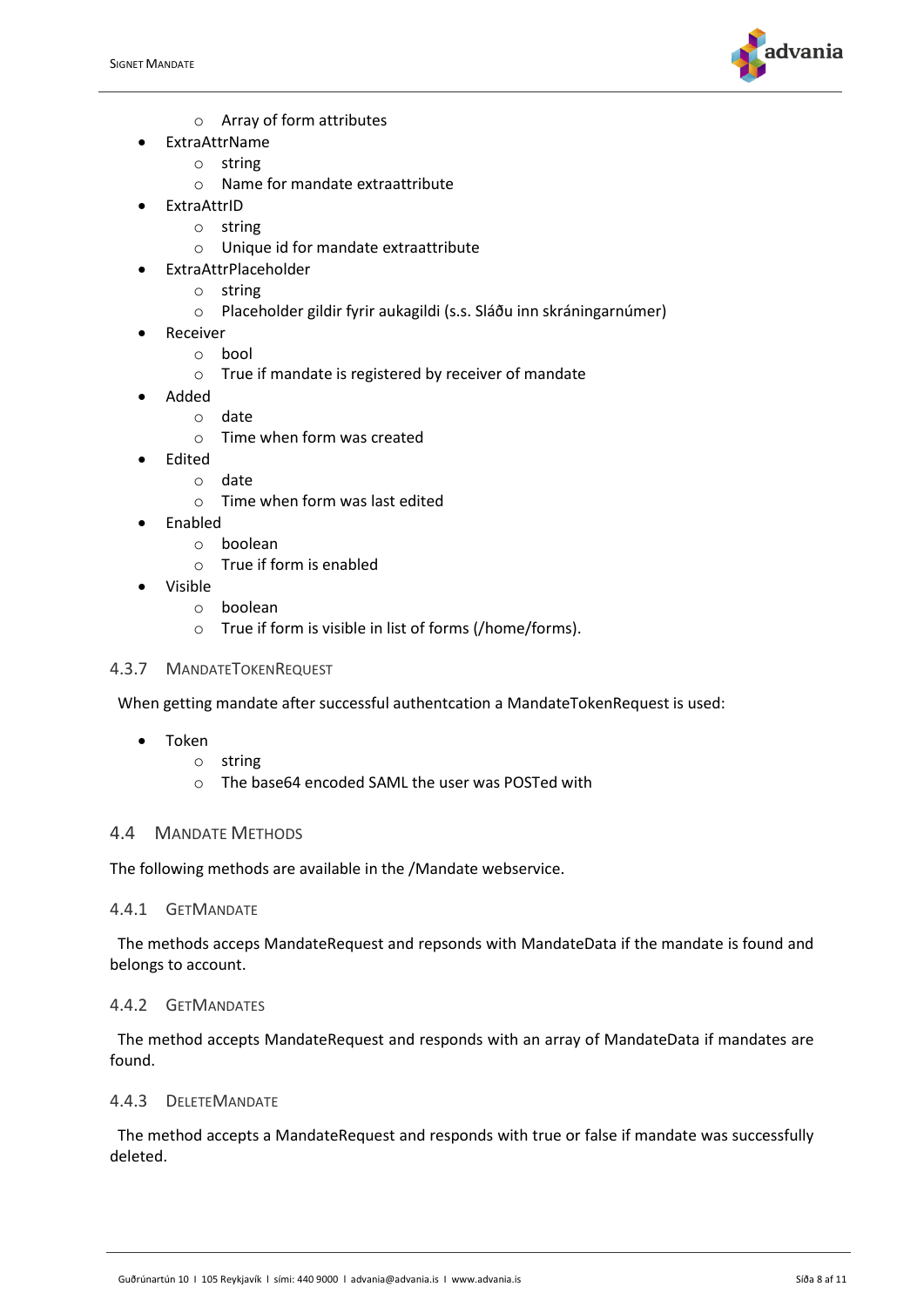- Array of form attributes
- ExtraAttrName
  - string
  - Name for mandate extraattribute
- ExtraAttrID
  - string
  - Unique id for mandate extraattribute
- ExtraAttrPlaceholder
  - string
  - Placeholder gildir fyrir aukagildi (s.s. Sláðu inn skráningarnúmer)
- Receiver
  - bool
  - True if mandate is registered by receiver of mandate
- Added
  - date
  - Time when form was created
- Edited
  - date
  - Time when form was last edited
- Enabled
  - boolean
  - True if form is enabled
- Visible
  - boolean
  - True if form is visible in list of forms (/home/forms).

### 4.3.7 MandateTokenRequest

When getting mandate after successful authentcation a MandateTokenRequest is used:

- Token
  - string
  - The base64 encoded SAML the user was POSTed with

## 4.4 Mandate Methods

The following methods are available in the /Mandate webservice.

### 4.4.1 GetMandate

The methods acceps MandateRequest and repsonds with MandateData if the mandate is found and belongs to account.

### 4.4.2 GetMandates

The method accepts MandateRequest and responds with an array of MandateData if mandates are found.

### 4.4.3 DeleteMandate

The method accepts a MandateRequest and responds with true or false if mandate was successfully deleted.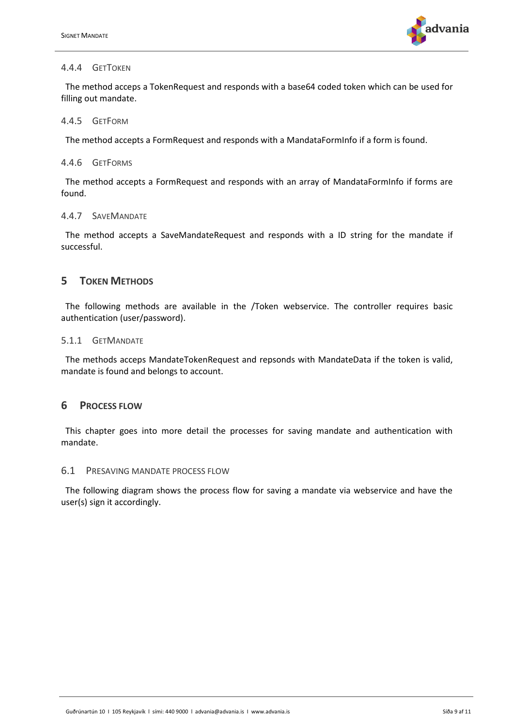#### 4.4.4 GetToken

The method acceps a TokenRequest and responds with a base64 coded token which can be used for filling out mandate.

#### 4.4.5 GetForm

The method accepts a FormRequest and responds with a MandataFormInfo if a form is found.

#### 4.4.6 GetForms

The method accepts a FormRequest and responds with an array of MandataFormInfo if forms are found.

#### 4.4.7 SaveMandate

The method accepts a SaveMandateRequest and responds with a ID string for the mandate if successful.

## 5 Token Methods

The following methods are available in the /Token webservice. The controller requires basic authentication (user/password).

#### 5.1.1 GetMandate

The methods acceps MandateTokenRequest and repsonds with MandateData if the token is valid, mandate is found and belongs to account.

## 6 Process flow

This chapter goes into more detail the processes for saving mandate and authentication with mandate.

### 6.1 Presaving mandate process flow

The following diagram shows the process flow for saving a mandate via webservice and have the user(s) sign it accordingly.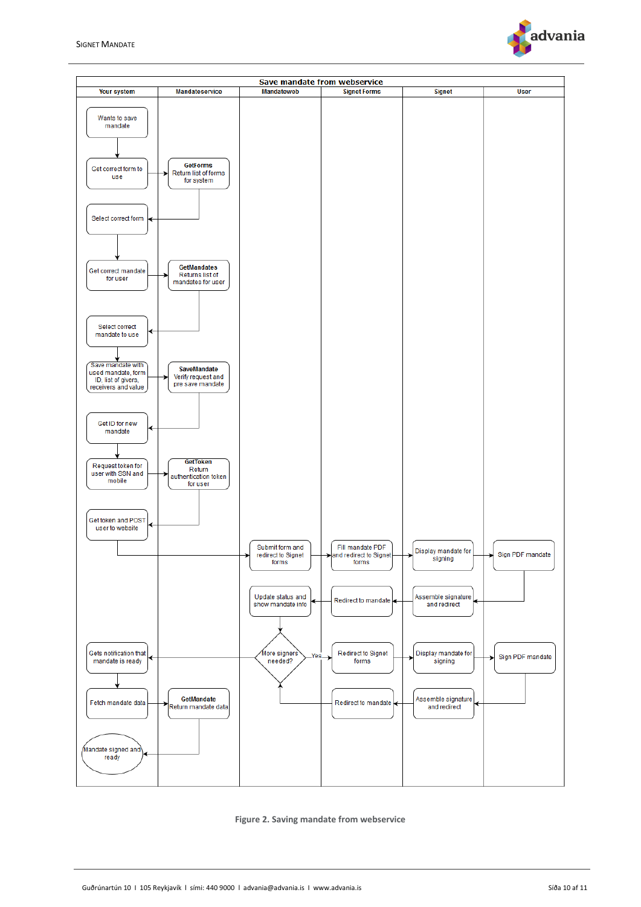**Save mandate from webservice**

| Your system | Mandateservice | Mandateweb | Signet Forms | Signet | User |
|---|---|---|---|---|---|
| Wants to save mandate | | | | | |
| Get correct form to use | **GetForms** Return list of forms for system | | | | |
| Select correct form | | | | | |
| Get correct mandate for user | **GetMandates** Returns list of mandates for user | | | | |
| Select correct mandate to use | | | | | |
| Save mandate with used mandate, form ID, list of givers, receivers and value | **SaveMandate** Verify request and pre save mandate | | | | |
| Get ID for new mandate | | | | | |
| Request token for user with SSN and mobile | **GetToken** Return authentication token for user | | | | |
| Get token and POST user to website | | | | | |
| | | Submit form and redirect to Signet forms | Fill mandate PDF and redirect to Signet forms | Display mandate for signing | Sign PDF mandate |
| | | Update status and show mandate info | Redirect to mandate | Assemble signature and redirect | |
| Gets notification that mandate is ready | | More signers needed? (Yes →) | Redirect to Signet forms | Display mandate for signing | Sign PDF mandate |
| Fetch mandate data | **GetMandate** Return mandate data | | Redirect to mandate | Assemble signature and redirect | |
| Mandate signed and ready | | | | | |

**Figure 2. Saving mandate from webservice**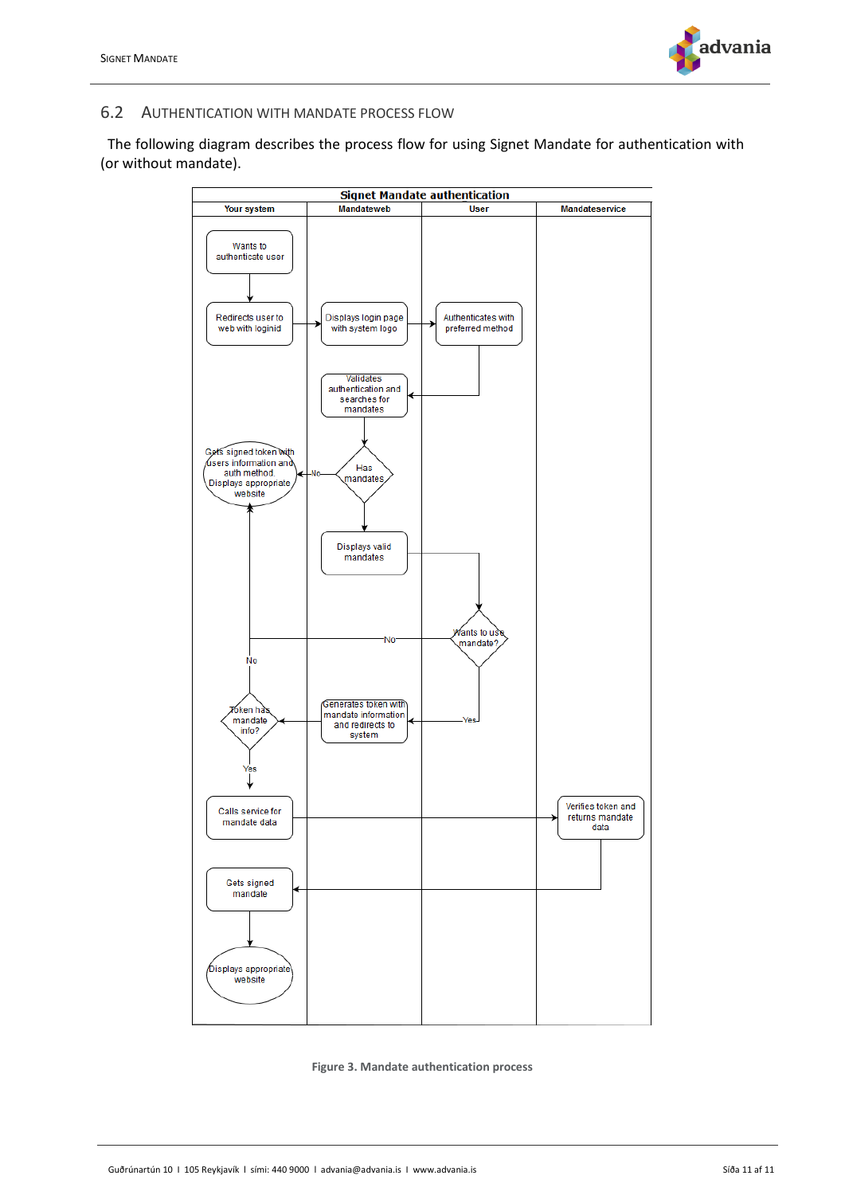## 6.2 Authentication with mandate process flow

The following diagram describes the process flow for using Signet Mandate for authentication with (or without mandate).

Signet Mandate authentication

Your system

Mandateweb

User

Mandateservice

Wants to authenticate user

Redirects user to web with loginid

Displays login page with system logo

Authenticates with preferred method

Validates authentication and searches for mandates

Has mandates

No

Gets signed token with users information and auth method. Displays appropriate website

Displays valid mandates

Wants to use mandate?

No

Yes

Generates token with mandate information and redirects to system

Token has mandate info?

No

Yes

Calls service for mandate data

Verifies token and returns mandate data

Gets signed mandate

Displays appropriate website

**Figure 3. Mandate authentication process**